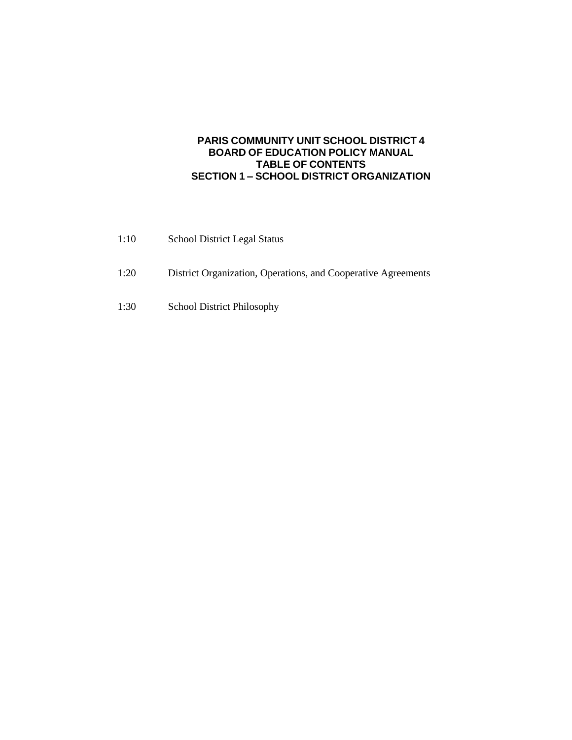**PARIS COMMUNITY UNIT SCHOOL DISTRICT 4**
**BOARD OF EDUCATION POLICY MANUAL**
**TABLE OF CONTENTS**
**SECTION 1 – SCHOOL DISTRICT ORGANIZATION**

1:10 School District Legal Status

1:20 District Organization, Operations, and Cooperative Agreements

1:30 School District Philosophy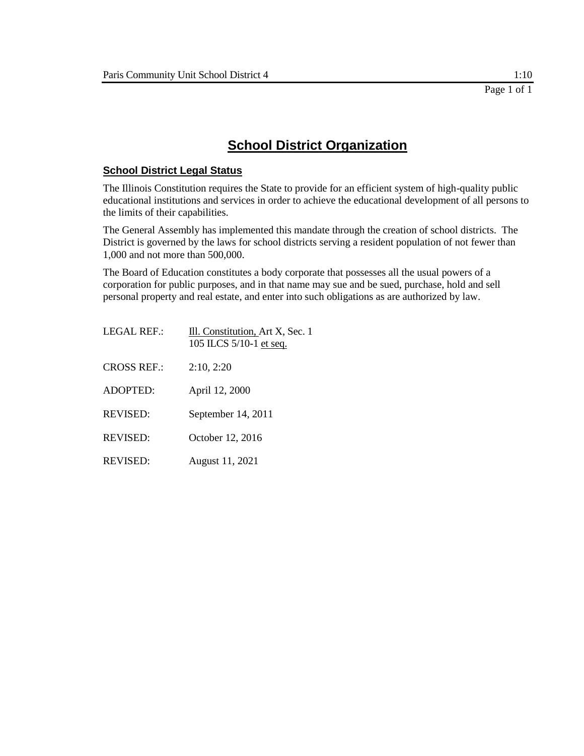# School District Organization

## School District Legal Status

The Illinois Constitution requires the State to provide for an efficient system of high-quality public educational institutions and services in order to achieve the educational development of all persons to the limits of their capabilities.

The General Assembly has implemented this mandate through the creation of school districts. The District is governed by the laws for school districts serving a resident population of not fewer than 1,000 and not more than 500,000.

The Board of Education constitutes a body corporate that possesses all the usual powers of a corporation for public purposes, and in that name may sue and be sued, purchase, hold and sell personal property and real estate, and enter into such obligations as are authorized by law.

LEGAL REF.: Ill. Constitution, Art X, Sec. 1
105 ILCS 5/10-1 et seq.

CROSS REF.: 2:10, 2:20

ADOPTED: April 12, 2000

REVISED: September 14, 2011

REVISED: October 12, 2016

REVISED: August 11, 2021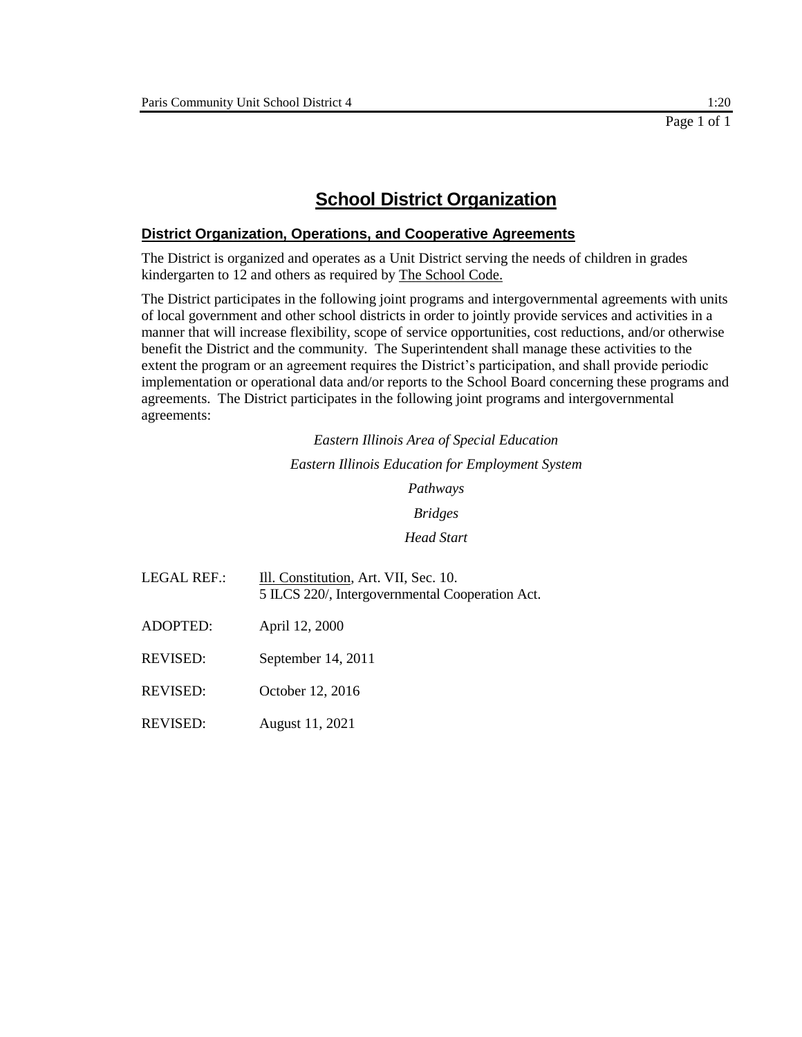# School District Organization

## District Organization, Operations, and Cooperative Agreements

The District is organized and operates as a Unit District serving the needs of children in grades kindergarten to 12 and others as required by The School Code.

The District participates in the following joint programs and intergovernmental agreements with units of local government and other school districts in order to jointly provide services and activities in a manner that will increase flexibility, scope of service opportunities, cost reductions, and/or otherwise benefit the District and the community. The Superintendent shall manage these activities to the extent the program or an agreement requires the District's participation, and shall provide periodic implementation or operational data and/or reports to the School Board concerning these programs and agreements. The District participates in the following joint programs and intergovernmental agreements:

*Eastern Illinois Area of Special Education*

*Eastern Illinois Education for Employment System*

*Pathways*

*Bridges*

*Head Start*

LEGAL REF.: Ill. Constitution, Art. VII, Sec. 10.
5 ILCS 220/, Intergovernmental Cooperation Act.

ADOPTED: April 12, 2000

REVISED: September 14, 2011

REVISED: October 12, 2016

REVISED: August 11, 2021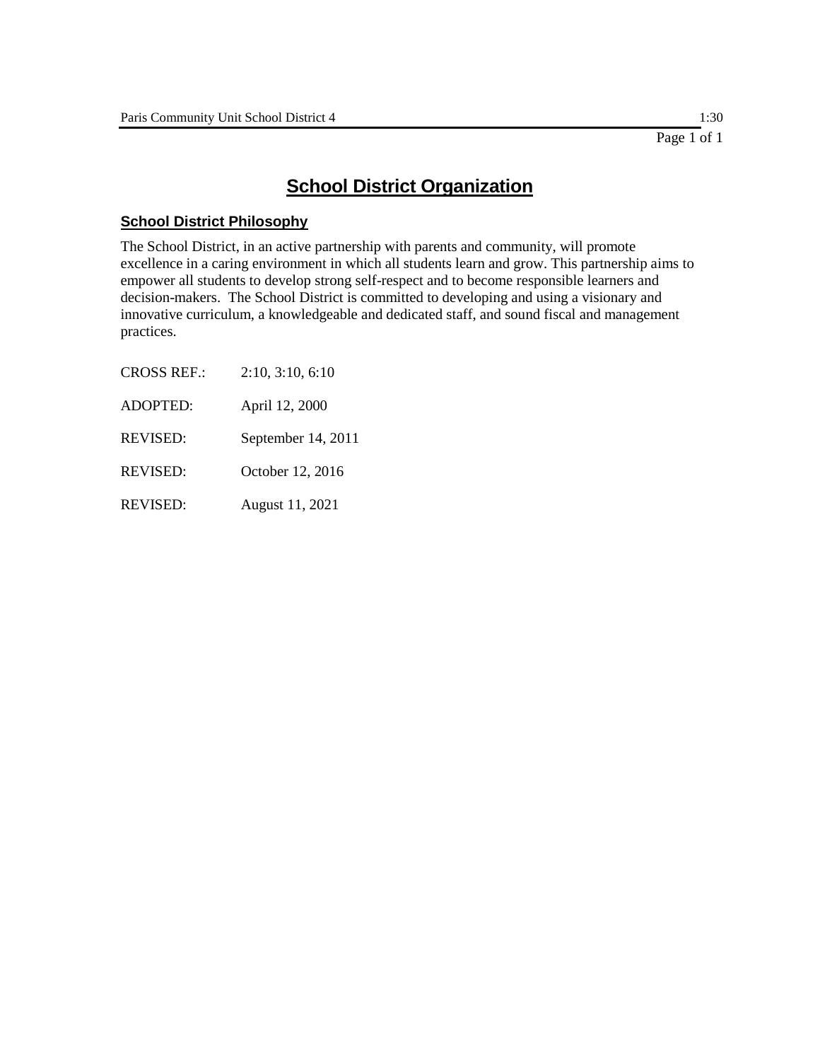# School District Organization

## School District Philosophy

The School District, in an active partnership with parents and community, will promote excellence in a caring environment in which all students learn and grow. This partnership aims to empower all students to develop strong self-respect and to become responsible learners and decision-makers. The School District is committed to developing and using a visionary and innovative curriculum, a knowledgeable and dedicated staff, and sound fiscal and management practices.

| | |
|---|---|
| CROSS REF.: | 2:10, 3:10, 6:10 |
| ADOPTED: | April 12, 2000 |
| REVISED: | September 14, 2011 |
| REVISED: | October 12, 2016 |
| REVISED: | August 11, 2021 |